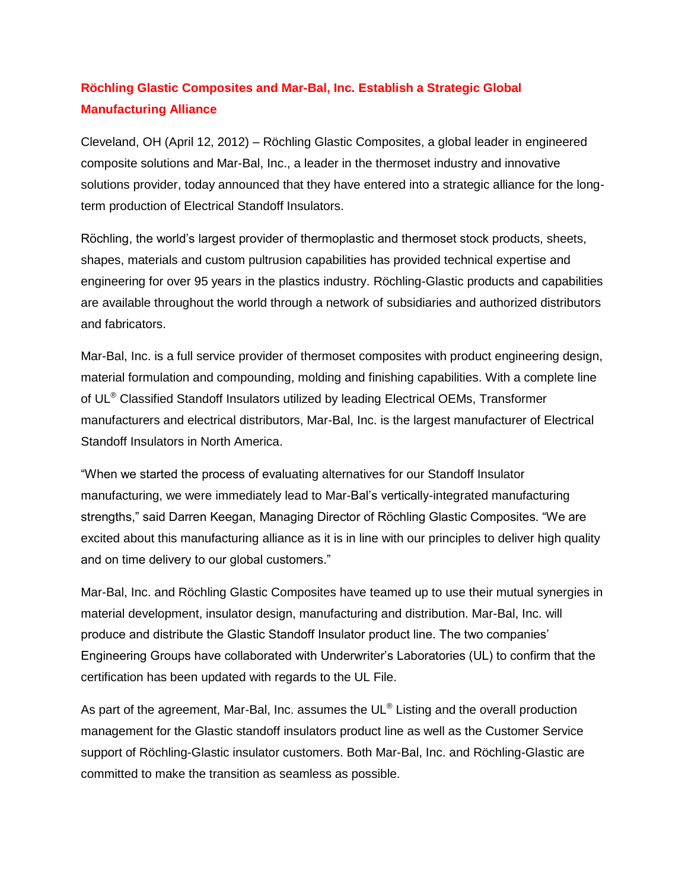# Röchling Glastic Composites and Mar-Bal, Inc. Establish a Strategic Global Manufacturing Alliance

Cleveland, OH (April 12, 2012) – Röchling Glastic Composites, a global leader in engineered composite solutions and Mar-Bal, Inc., a leader in the thermoset industry and innovative solutions provider, today announced that they have entered into a strategic alliance for the long-term production of Electrical Standoff Insulators.

Röchling, the world's largest provider of thermoplastic and thermoset stock products, sheets, shapes, materials and custom pultrusion capabilities has provided technical expertise and engineering for over 95 years in the plastics industry. Röchling-Glastic products and capabilities are available throughout the world through a network of subsidiaries and authorized distributors and fabricators.

Mar-Bal, Inc. is a full service provider of thermoset composites with product engineering design, material formulation and compounding, molding and finishing capabilities. With a complete line of UL® Classified Standoff Insulators utilized by leading Electrical OEMs, Transformer manufacturers and electrical distributors, Mar-Bal, Inc. is the largest manufacturer of Electrical Standoff Insulators in North America.

"When we started the process of evaluating alternatives for our Standoff Insulator manufacturing, we were immediately lead to Mar-Bal's vertically-integrated manufacturing strengths," said Darren Keegan, Managing Director of Röchling Glastic Composites. "We are excited about this manufacturing alliance as it is in line with our principles to deliver high quality and on time delivery to our global customers."

Mar-Bal, Inc. and Röchling Glastic Composites have teamed up to use their mutual synergies in material development, insulator design, manufacturing and distribution. Mar-Bal, Inc. will produce and distribute the Glastic Standoff Insulator product line. The two companies' Engineering Groups have collaborated with Underwriter's Laboratories (UL) to confirm that the certification has been updated with regards to the UL File.

As part of the agreement, Mar-Bal, Inc. assumes the UL® Listing and the overall production management for the Glastic standoff insulators product line as well as the Customer Service support of Röchling-Glastic insulator customers. Both Mar-Bal, Inc. and Röchling-Glastic are committed to make the transition as seamless as possible.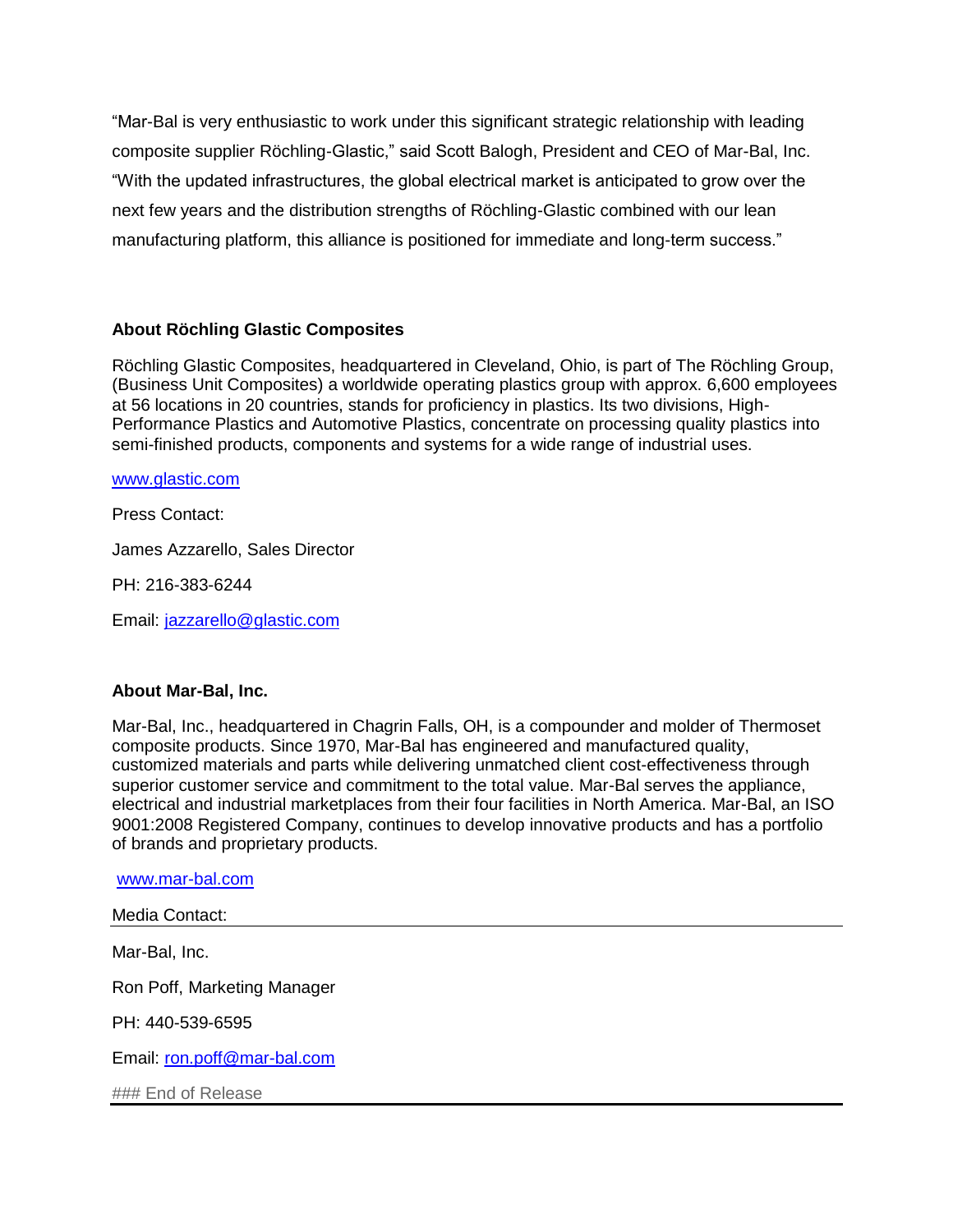"Mar-Bal is very enthusiastic to work under this significant strategic relationship with leading composite supplier Röchling-Glastic," said Scott Balogh, President and CEO of Mar-Bal, Inc. "With the updated infrastructures, the global electrical market is anticipated to grow over the next few years and the distribution strengths of Röchling-Glastic combined with our lean manufacturing platform, this alliance is positioned for immediate and long-term success."

**About Röchling Glastic Composites**

Röchling Glastic Composites, headquartered in Cleveland, Ohio, is part of The Röchling Group, (Business Unit Composites) a worldwide operating plastics group with approx. 6,600 employees at 56 locations in 20 countries, stands for proficiency in plastics. Its two divisions, High-Performance Plastics and Automotive Plastics, concentrate on processing quality plastics into semi-finished products, components and systems for a wide range of industrial uses.

www.glastic.com

Press Contact:

James Azzarello, Sales Director

PH: 216-383-6244

Email: jazzarello@glastic.com

**About Mar-Bal, Inc.**

Mar-Bal, Inc., headquartered in Chagrin Falls, OH, is a compounder and molder of Thermoset composite products. Since 1970, Mar-Bal has engineered and manufactured quality, customized materials and parts while delivering unmatched client cost-effectiveness through superior customer service and commitment to the total value. Mar-Bal serves the appliance, electrical and industrial marketplaces from their four facilities in North America. Mar-Bal, an ISO 9001:2008 Registered Company, continues to develop innovative products and has a portfolio of brands and proprietary products.

www.mar-bal.com

Media Contact:

Mar-Bal, Inc.

Ron Poff, Marketing Manager

PH: 440-539-6595

Email: ron.poff@mar-bal.com

### End of Release